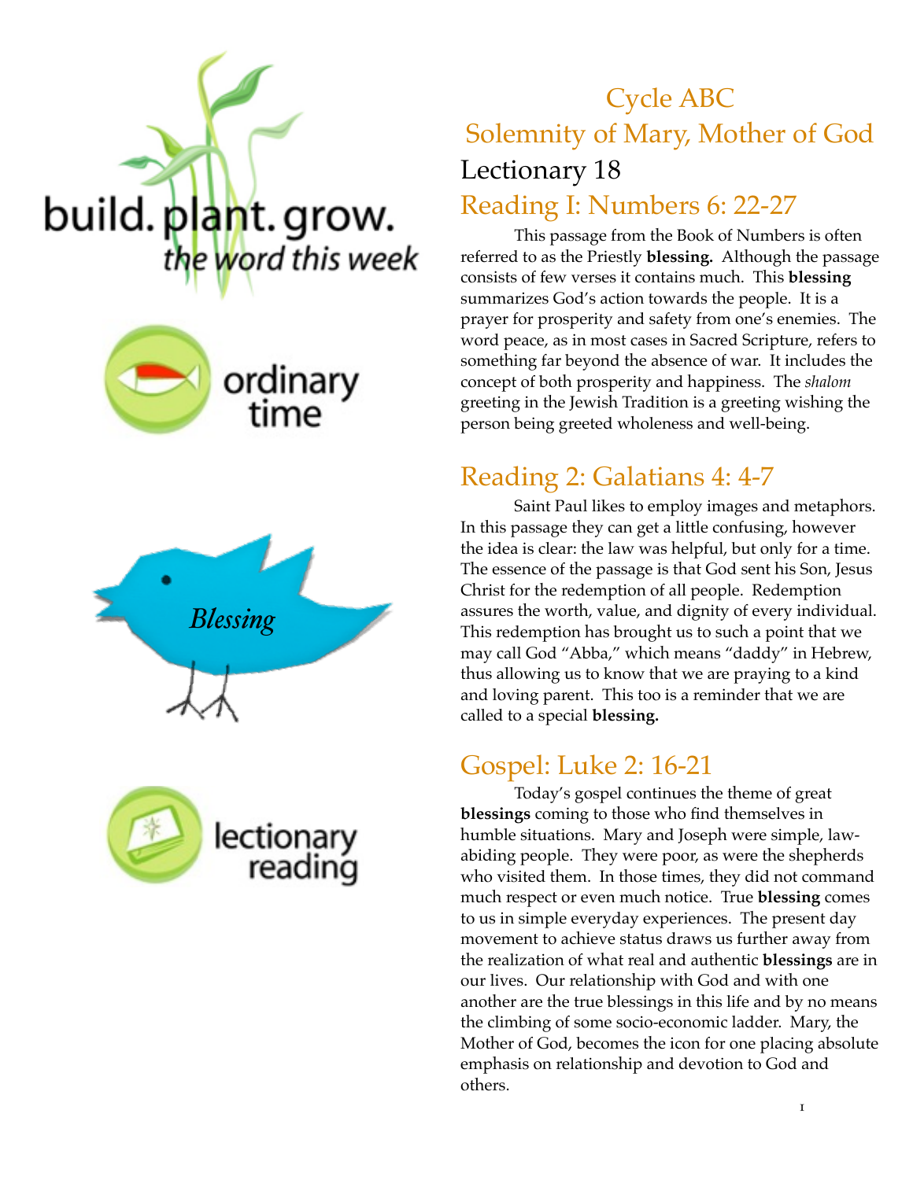build. plant. grow.
*the word this week*

ordinary time

*Blessing*

lectionary reading

# Cycle ABC
# Solemnity of Mary, Mother of God

## Lectionary 18

## Reading I: Numbers 6: 22-27

This passage from the Book of Numbers is often referred to as the Priestly **blessing.** Although the passage consists of few verses it contains much. This **blessing** summarizes God's action towards the people. It is a prayer for prosperity and safety from one's enemies. The word peace, as in most cases in Sacred Scripture, refers to something far beyond the absence of war. It includes the concept of both prosperity and happiness. The *shalom* greeting in the Jewish Tradition is a greeting wishing the person being greeted wholeness and well-being.

## Reading 2: Galatians 4: 4-7

Saint Paul likes to employ images and metaphors. In this passage they can get a little confusing, however the idea is clear: the law was helpful, but only for a time. The essence of the passage is that God sent his Son, Jesus Christ for the redemption of all people. Redemption assures the worth, value, and dignity of every individual. This redemption has brought us to such a point that we may call God "Abba," which means "daddy" in Hebrew, thus allowing us to know that we are praying to a kind and loving parent. This too is a reminder that we are called to a special **blessing.**

## Gospel: Luke 2: 16-21

Today's gospel continues the theme of great **blessings** coming to those who find themselves in humble situations. Mary and Joseph were simple, law-abiding people. They were poor, as were the shepherds who visited them. In those times, they did not command much respect or even much notice. True **blessing** comes to us in simple everyday experiences. The present day movement to achieve status draws us further away from the realization of what real and authentic **blessings** are in our lives. Our relationship with God and with one another are the true blessings in this life and by no means the climbing of some socio-economic ladder. Mary, the Mother of God, becomes the icon for one placing absolute emphasis on relationship and devotion to God and others.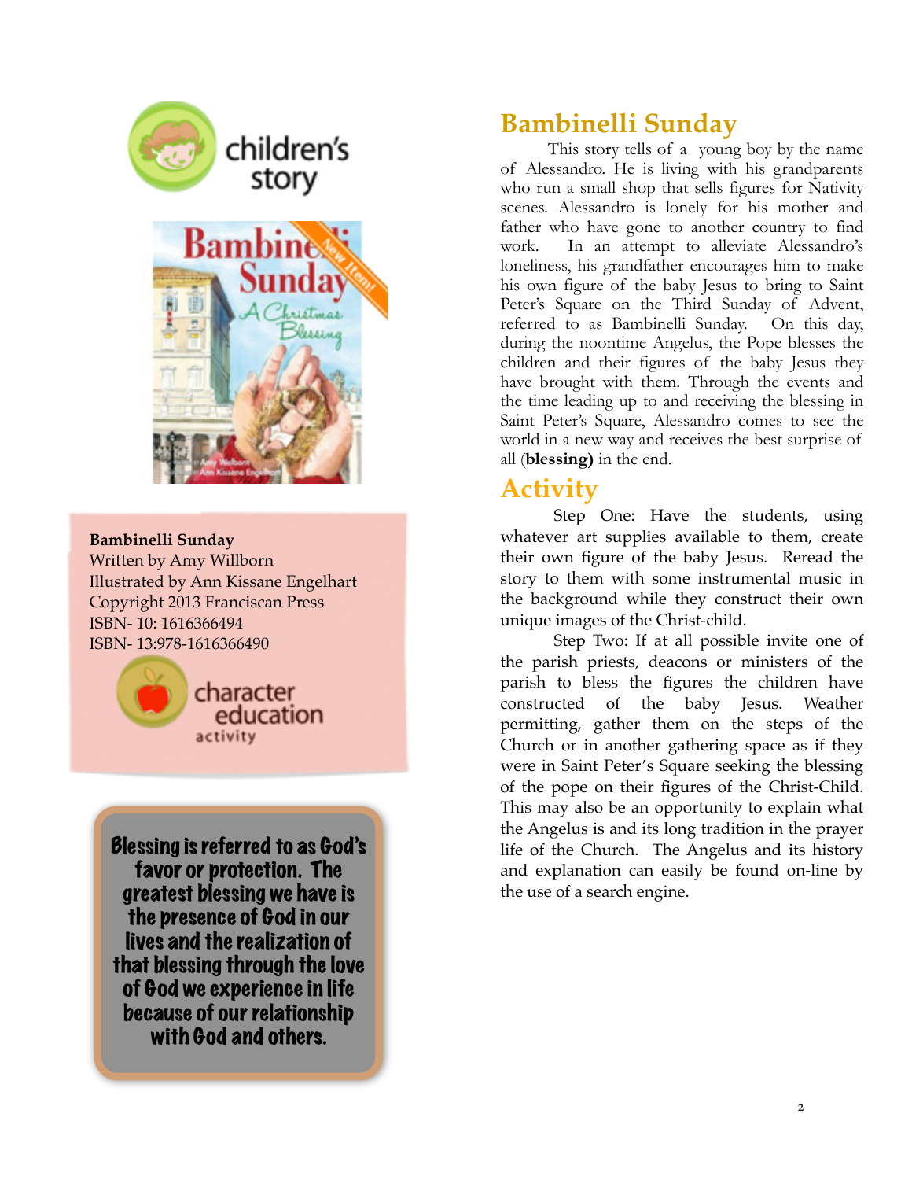children's story

**Bambinelli Sunday**
Written by Amy Willborn
Illustrated by Ann Kissane Engelhart
Copyright 2013 Franciscan Press
ISBN- 10: 1616366494
ISBN- 13:978-1616366490

character education activity

**Blessing is referred to as God's favor or protection. The greatest blessing we have is the presence of God in our lives and the realization of that blessing through the love of God we experience in life because of our relationship with God and others.**

## Bambinelli Sunday

This story tells of a young boy by the name of Alessandro. He is living with his grandparents who run a small shop that sells figures for Nativity scenes. Alessandro is lonely for his mother and father who have gone to another country to find work. In an attempt to alleviate Alessandro's loneliness, his grandfather encourages him to make his own figure of the baby Jesus to bring to Saint Peter's Square on the Third Sunday of Advent, referred to as Bambinelli Sunday. On this day, during the noontime Angelus, the Pope blesses the children and their figures of the baby Jesus they have brought with them. Through the events and the time leading up to and receiving the blessing in Saint Peter's Square, Alessandro comes to see the world in a new way and receives the best surprise of all (**blessing)** in the end.

## Activity

Step One: Have the students, using whatever art supplies available to them, create their own figure of the baby Jesus. Reread the story to them with some instrumental music in the background while they construct their own unique images of the Christ-child.

Step Two: If at all possible invite one of the parish priests, deacons or ministers of the parish to bless the figures the children have constructed of the baby Jesus. Weather permitting, gather them on the steps of the Church or in another gathering space as if they were in Saint Peter's Square seeking the blessing of the pope on their figures of the Christ-Child. This may also be an opportunity to explain what the Angelus is and its long tradition in the prayer life of the Church. The Angelus and its history and explanation can easily be found on-line by the use of a search engine.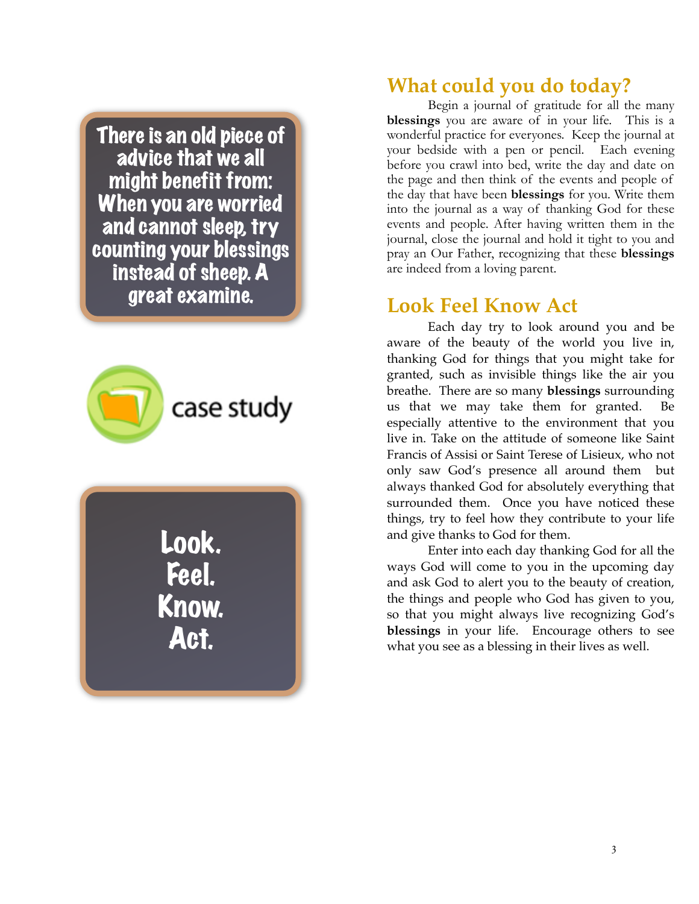There is an old piece of advice that we all might benefit from: When you are worried and cannot sleep, try counting your blessings instead of sheep. A great examine.

case study

Look.
Feel.
Know.
Act.

## What could you do today?

Begin a journal of gratitude for all the many **blessings** you are aware of in your life. This is a wonderful practice for everyones. Keep the journal at your bedside with a pen or pencil. Each evening before you crawl into bed, write the day and date on the page and then think of the events and people of the day that have been **blessings** for you. Write them into the journal as a way of thanking God for these events and people. After having written them in the journal, close the journal and hold it tight to you and pray an Our Father, recognizing that these **blessings** are indeed from a loving parent.

## Look Feel Know Act

Each day try to look around you and be aware of the beauty of the world you live in, thanking God for things that you might take for granted, such as invisible things like the air you breathe. There are so many **blessings** surrounding us that we may take them for granted. Be especially attentive to the environment that you live in. Take on the attitude of someone like Saint Francis of Assisi or Saint Terese of Lisieux, who not only saw God's presence all around them but always thanked God for absolutely everything that surrounded them. Once you have noticed these things, try to feel how they contribute to your life and give thanks to God for them.

Enter into each day thanking God for all the ways God will come to you in the upcoming day and ask God to alert you to the beauty of creation, the things and people who God has given to you, so that you might always live recognizing God's **blessings** in your life. Encourage others to see what you see as a blessing in their lives as well.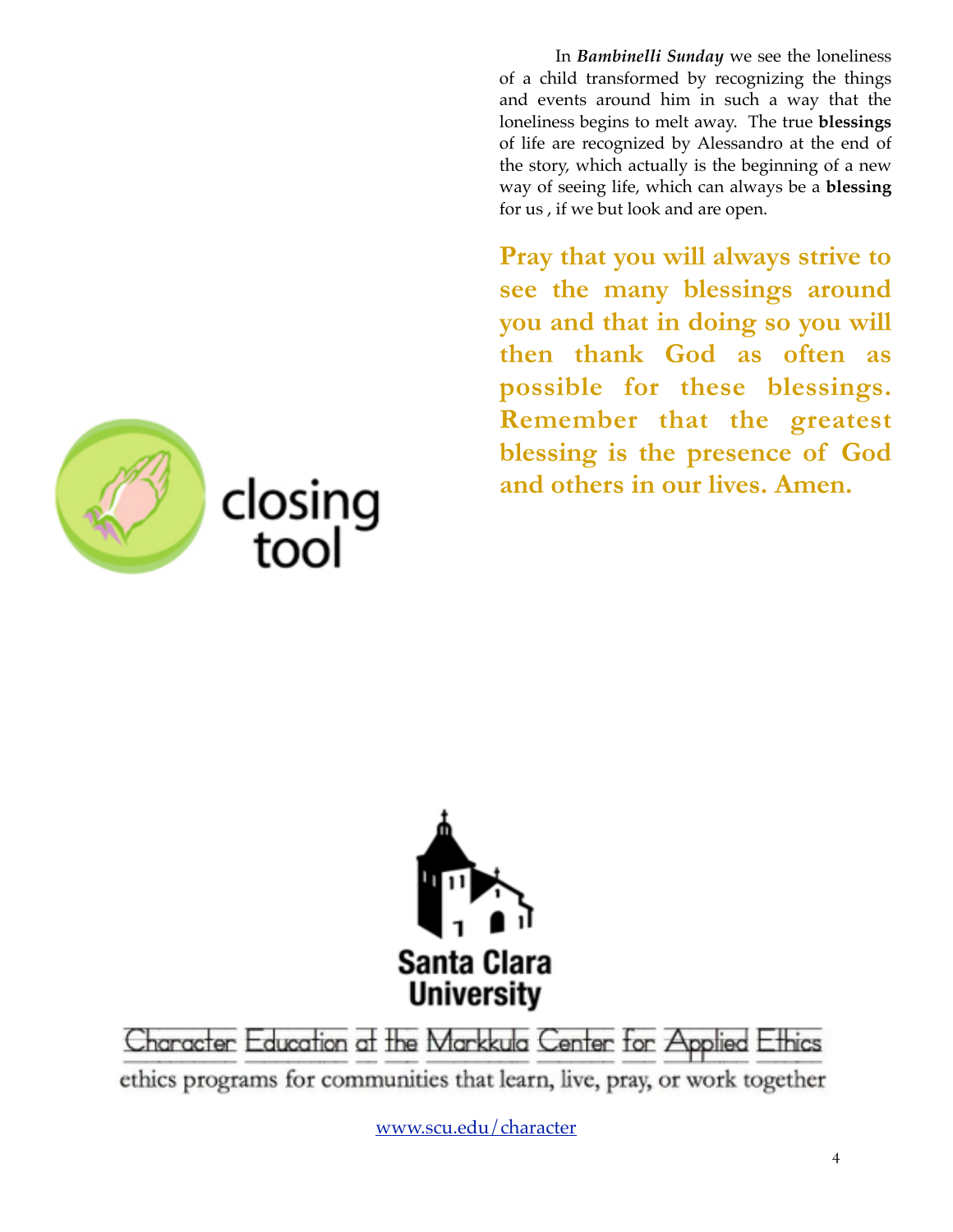## closing tool

In ***Bambinelli Sunday*** we see the loneliness of a child transformed by recognizing the things and events around him in such a way that the loneliness begins to melt away. The true **blessings** of life are recognized by Alessandro at the end of the story, which actually is the beginning of a new way of seeing life, which can always be a **blessing** for us , if we but look and are open.

**Pray that you will always strive to see the many blessings around you and that in doing so you will then thank God as often as possible for these blessings. Remember that the greatest blessing is the presence of God and others in our lives. Amen.**

Santa Clara University

Character Education at the Markkula Center for Applied Ethics

ethics programs for communities that learn, live, pray, or work together

www.scu.edu/character